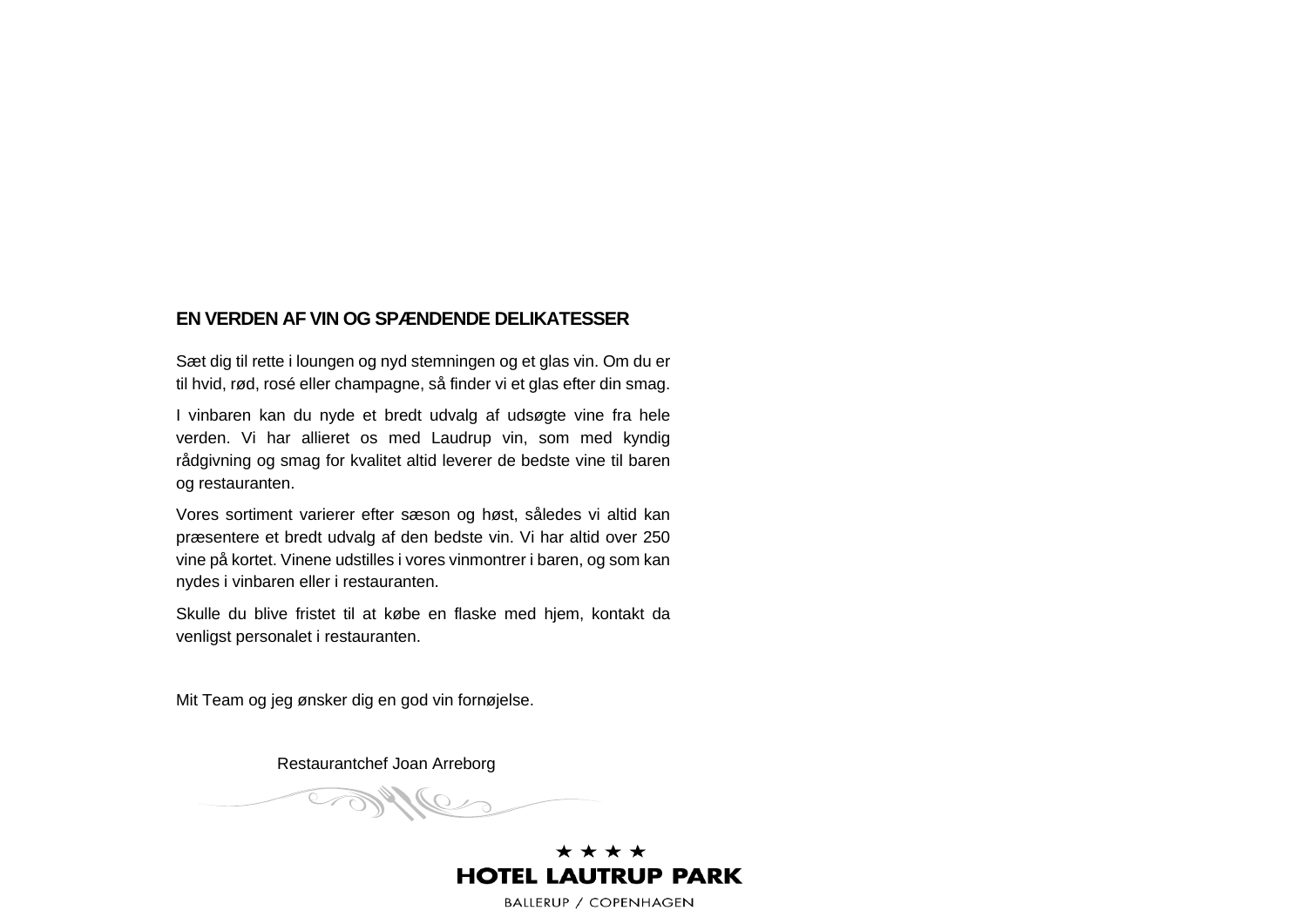## EN VERDEN AF VIN OG SPÆNDENDE DELIKATESSER

Sæt dig til rette i loungen og nyd stemningen og et glas vin. Om du er til hvid, rød, rosé eller champagne, så finder vi et glas efter din smag.

I vinbaren kan du nyde et bredt udvalg af udsøgte vine fra hele verden. Vi har allieret os med Laudrup vin, som med kyndig rådgivning og smag for kvalitet altid leverer de bedste vine til baren og restauranten.

Vores sortiment varierer efter sæson og høst, således vi altid kan præsentere et bredt udvalg af den bedste vin. Vi har altid over 250 vine på kortet. Vinene udstilles i vores vinmontrer i baren, og som kan nydes i vinbaren eller i restauranten.

Skulle du blive fristet til at købe en flaske med hjem, kontakt da venligst personalet i restauranten.

Mit Team og jeg ønsker dig en god vin fornøjelse.

Restaurantchef Joan Arreborg

★ ★ ★ ★

**HOTEL LAUTRUP PARK**

BALLERUP / COPENHAGEN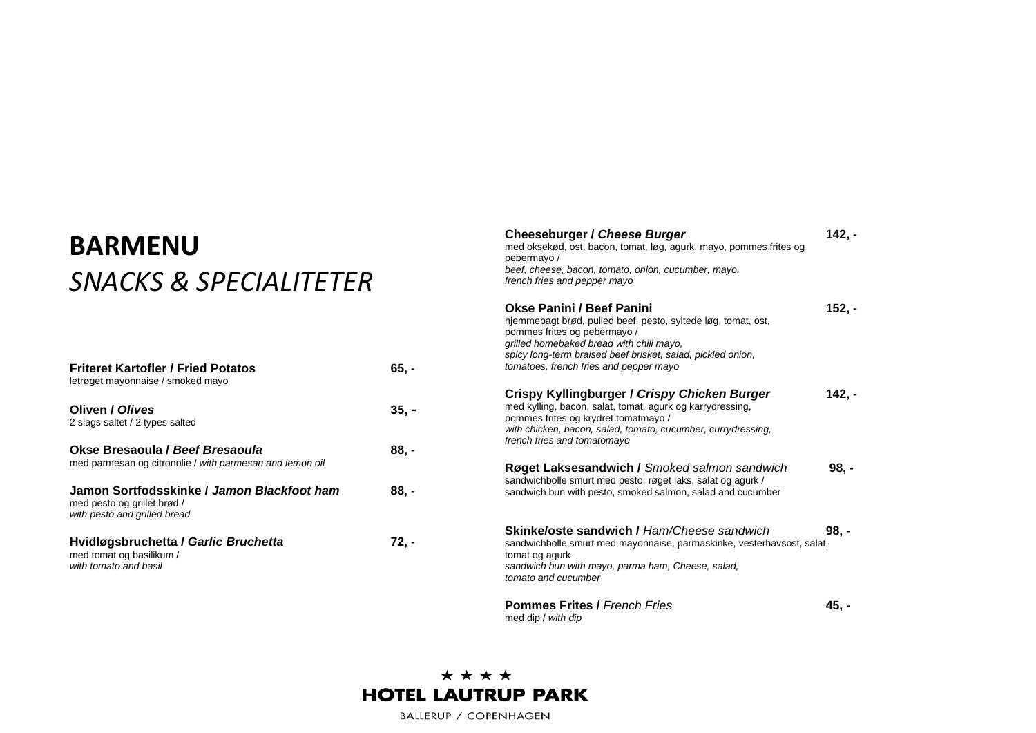# BARMENU

## *SNACKS & SPECIALITETER*

**Friteret Kartofler / Fried Potatos** **65, -**
letrøget mayonnaise / smoked mayo

**Oliven / *Olives*** **35, -**
2 slags saltet / 2 types salted

**Okse Bresaoula / *Beef Bresaoula*** **88, -**
med parmesan og citronolie / *with parmesan and lemon oil*

**Jamon Sortfodsskinke / *Jamon Blackfoot ham*** **88, -**
med pesto og grillet brød /
*with pesto and grilled bread*

**Hvidløgsbruchetta / *Garlic Bruchetta*** **72, -**
med tomat og basilikum /
*with tomato and basil*

**Cheeseburger / *Cheese Burger*** **142, -**
med oksekød, ost, bacon, tomat, løg, agurk, mayo, pommes frites og pebermayo /
*beef, cheese, bacon, tomato, onion, cucumber, mayo, french fries and pepper mayo*

**Okse Panini / Beef Panini** **152, -**
hjemmebagt brød, pulled beef, pesto, syltede løg, tomat, ost, pommes frites og pebermayo /
*grilled homebaked bread with chili mayo, spicy long-term braised beef brisket, salad, pickled onion, tomatoes, french fries and pepper mayo*

**Crispy Kyllingburger / *Crispy Chicken Burger*** **142, -**
med kylling, bacon, salat, tomat, agurk og karrydressing, pommes frites og krydret tomatmayo /
*with chicken, bacon, salad, tomato, cucumber, currydressing, french fries and tomatomayo*

**Røget Laksesandwich /** Smoked salmon sandwich **98, -**
sandwichbolle smurt med pesto, røget laks, salat og agurk /
sandwich bun with pesto, smoked salmon, salad and cucumber

**Skinke/oste sandwich /** Ham/Cheese sandwich **98, -**
sandwichbolle smurt med mayonnaise, parmaskinke, vesterhavsost, salat, tomat og agurk
*sandwich bun with mayo, parma ham, Cheese, salad, tomato and cucumber*

**Pommes Frites /** French Fries **45, -**
med dip / *with dip*

★ ★ ★ ★
**HOTEL LAUTRUP PARK**
BALLERUP / COPENHAGEN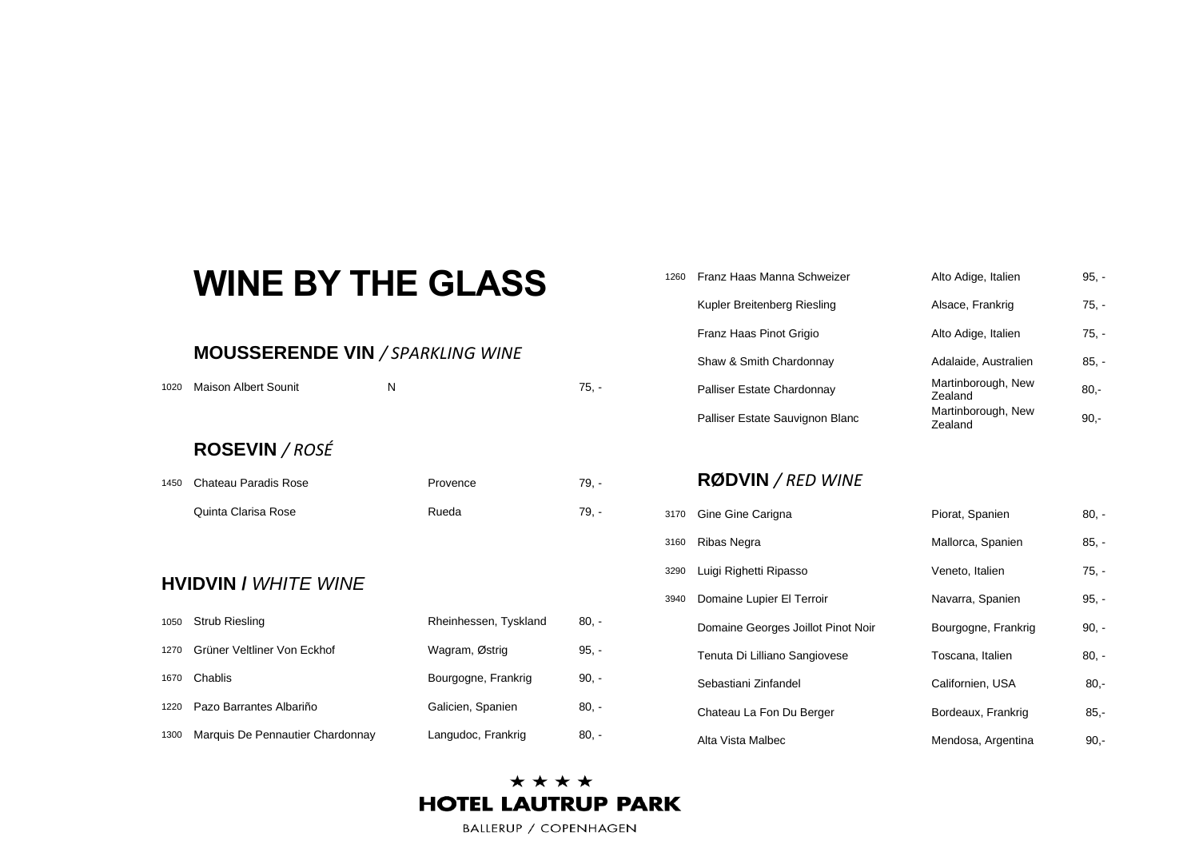# WINE BY THE GLASS

## MOUSSERENDE VIN */ SPARKLING WINE*

| | | | |
|---|---|---|---|
| 1020 | Maison Albert Sounit | N | 75, - |

## ROSEVIN */ ROSÉ*

| | | | |
|---|---|---|---|
| 1450 | Chateau Paradis Rose | Provence | 79, - |
| | Quinta Clarisa Rose | Rueda | 79, - |

## HVIDVIN / *WHITE WINE*

| | | | |
|---|---|---|---|
| 1050 | Strub Riesling | Rheinhessen, Tyskland | 80, - |
| 1270 | Grüner Veltliner Von Eckhof | Wagram, Østrig | 95, - |
| 1670 | Chablis | Bourgogne, Frankrig | 90, - |
| 1220 | Pazo Barrantes Albariño | Galicien, Spanien | 80, - |
| 1300 | Marquis De Pennautier Chardonnay | Langudoc, Frankrig | 80, - |
| 1260 | Franz Haas Manna Schweizer | Alto Adige, Italien | 95, - |
| | Kupler Breitenberg Riesling | Alsace, Frankrig | 75, - |
| | Franz Haas Pinot Grigio | Alto Adige, Italien | 75, - |
| | Shaw & Smith Chardonnay | Adalaide, Australien | 85, - |
| | Palliser Estate Chardonnay | Martinborough, New Zealand | 80,- |
| | Palliser Estate Sauvignon Blanc | Martinborough, New Zealand | 90,- |

## RØDVIN */ RED WINE*

| | | | |
|---|---|---|---|
| 3170 | Gine Gine Carigna | Piorat, Spanien | 80, - |
| 3160 | Ribas Negra | Mallorca, Spanien | 85, - |
| 3290 | Luigi Righetti Ripasso | Veneto, Italien | 75, - |
| 3940 | Domaine Lupier El Terroir | Navarra, Spanien | 95, - |
| | Domaine Georges Joillot Pinot Noir | Bourgogne, Frankrig | 90, - |
| | Tenuta Di Lilliano Sangiovese | Toscana, Italien | 80, - |
| | Sebastiani Zinfandel | Californien, USA | 80,- |
| | Chateau La Fon Du Berger | Bordeaux, Frankrig | 85,- |
| | Alta Vista Malbec | Mendosa, Argentina | 90,- |

★ ★ ★ ★
HOTEL LAUTRUP PARK
BALLERUP / COPENHAGEN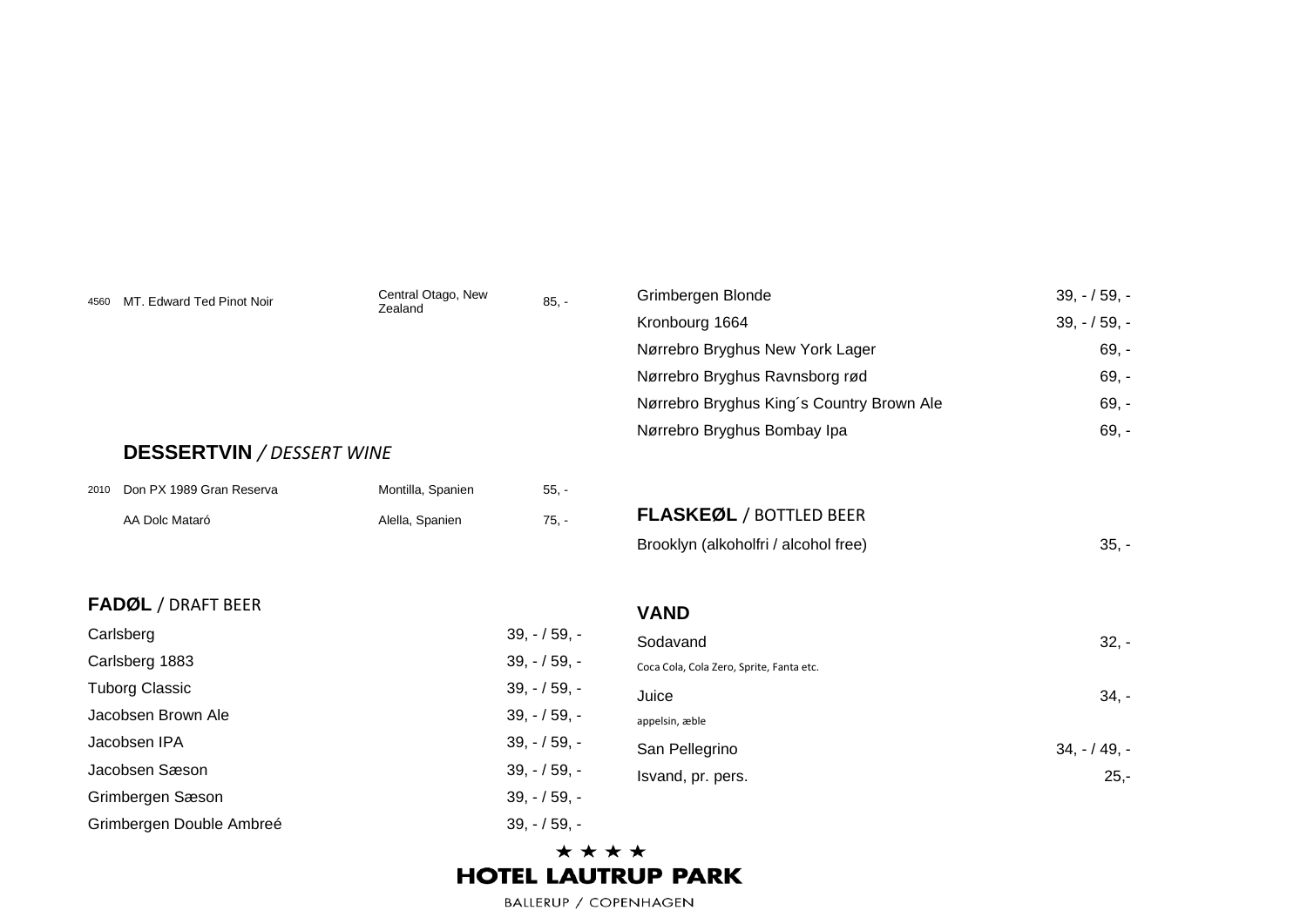| | | | |
|---|---|---|---|
| 4560 | MT. Edward Ted Pinot Noir | Central Otago, New Zealand | 85, - |

## **DESSERTVIN** */ DESSERT WINE*

| | | | |
|---|---|---|---|
| 2010 | Don PX 1989 Gran Reserva | Montilla, Spanien | 55, - |
| | AA Dolc Mataró | Alella, Spanien | 75, - |

## **FADØL** / DRAFT BEER

| | |
|---|---|
| Carlsberg | 39, - / 59, - |
| Carlsberg 1883 | 39, - / 59, - |
| Tuborg Classic | 39, - / 59, - |
| Jacobsen Brown Ale | 39, - / 59, - |
| Jacobsen IPA | 39, - / 59, - |
| Jacobsen Sæson | 39, - / 59, - |
| Grimbergen Sæson | 39, - / 59, - |
| Grimbergen Double Ambreé | 39, - / 59, - |
| Grimbergen Blonde | 39, - / 59, - |
| Kronbourg 1664 | 39, - / 59, - |
| Nørrebro Bryghus New York Lager | 69, - |
| Nørrebro Bryghus Ravnsborg rød | 69, - |
| Nørrebro Bryghus King´s Country Brown Ale | 69, - |
| Nørrebro Bryghus Bombay Ipa | 69, - |

## **FLASKEØL** / BOTTLED BEER

| | |
|---|---|
| Brooklyn (alkoholfri / alcohol free) | 35, - |

## **VAND**

| | |
|---|---|
| Sodavand<br>Coca Cola, Cola Zero, Sprite, Fanta etc. | 32, - |
| Juice<br>appelsin, æble | 34, - |
| San Pellegrino | 34, - / 49, - |
| Isvand, pr. pers. | 25,- |

★ ★ ★ ★
**HOTEL LAUTRUP PARK**
BALLERUP / COPENHAGEN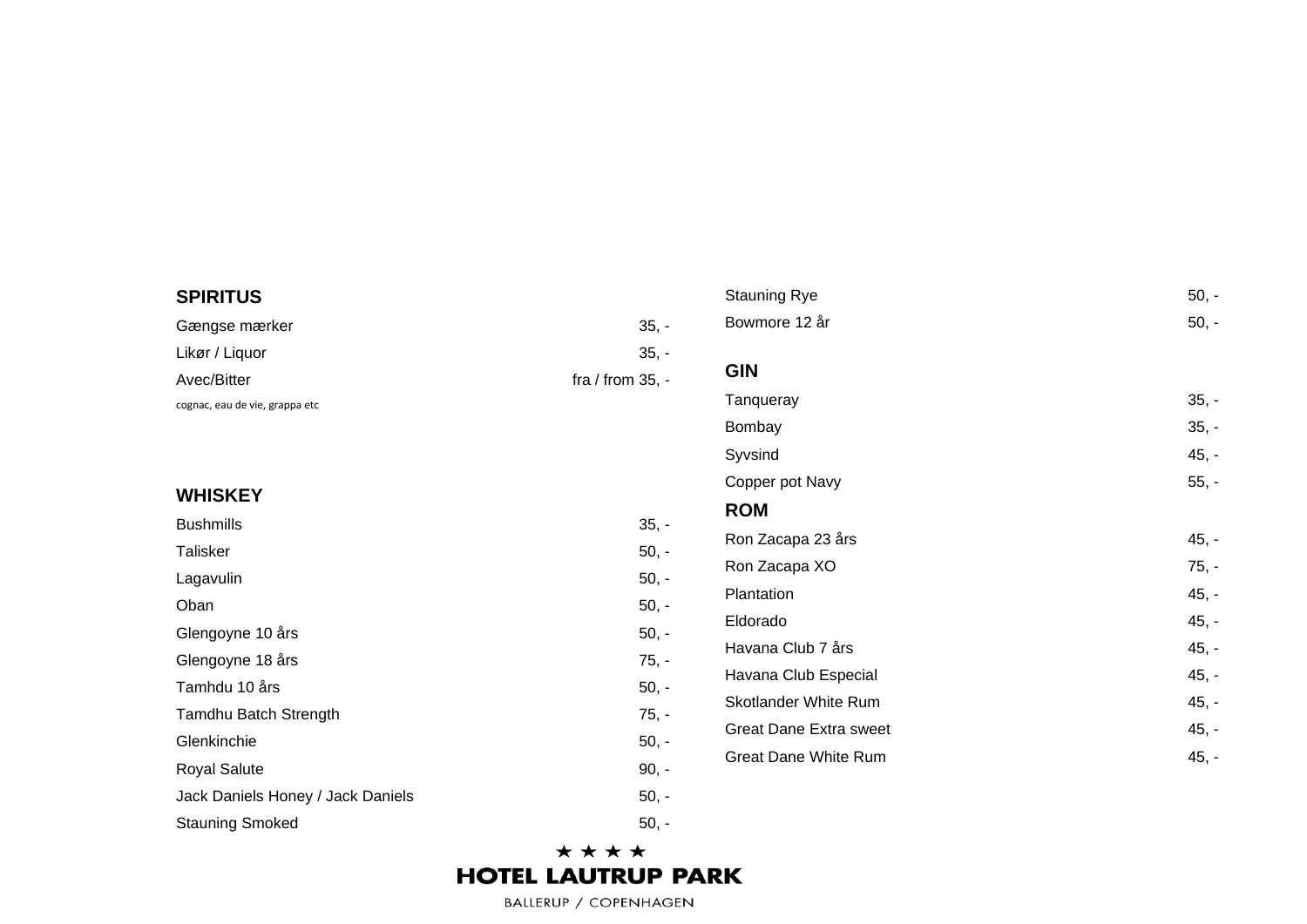## SPIRITUS

| | |
|---|---|
| Gængse mærker | 35, - |
| Likør / Liquor | 35, - |
| Avec/Bitter | fra / from 35, - |

cognac, eau de vie, grappa etc

## WHISKEY

| | |
|---|---|
| Bushmills | 35, - |
| Talisker | 50, - |
| Lagavulin | 50, - |
| Oban | 50, - |
| Glengoyne 10 års | 50, - |
| Glengoyne 18 års | 75, - |
| Tamhdu 10 års | 50, - |
| Tamdhu Batch Strength | 75, - |
| Glenkinchie | 50, - |
| Royal Salute | 90, - |
| Jack Daniels Honey / Jack Daniels | 50, - |
| Stauning Smoked | 50, - |
| Stauning Rye | 50, - |
| Bowmore 12 år | 50, - |

## GIN

| | |
|---|---|
| Tanqueray | 35, - |
| Bombay | 35, - |
| Syvsind | 45, - |
| Copper pot Navy | 55, - |

## ROM

| | |
|---|---|
| Ron Zacapa 23 års | 45, - |
| Ron Zacapa XO | 75, - |
| Plantation | 45, - |
| Eldorado | 45, - |
| Havana Club 7 års | 45, - |
| Havana Club Especial | 45, - |
| Skotlander White Rum | 45, - |
| Great Dane Extra sweet | 45, - |
| Great Dane White Rum | 45, - |

★ ★ ★ ★
**HOTEL LAUTRUP PARK**
BALLERUP / COPENHAGEN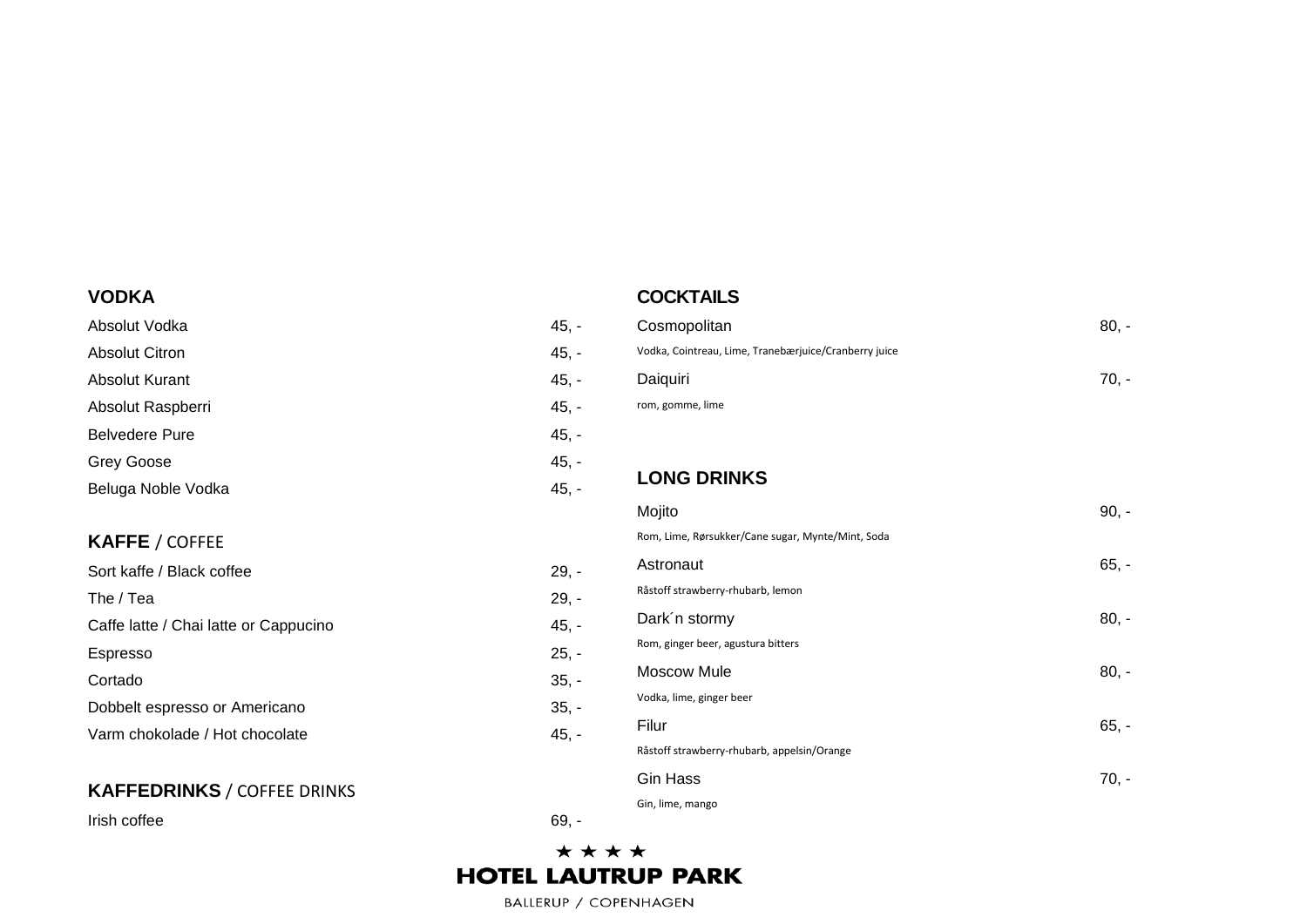## VODKA

| | |
|---|---|
| Absolut Vodka | 45, - |
| Absolut Citron | 45, - |
| Absolut Kurant | 45, - |
| Absolut Raspberri | 45, - |
| Belvedere Pure | 45, - |
| Grey Goose | 45, - |
| Beluga Noble Vodka | 45, - |

## KAFFE / COFFEE

| | |
|---|---|
| Sort kaffe / Black coffee | 29, - |
| The / Tea | 29, - |
| Caffe latte / Chai latte or Cappucino | 45, - |
| Espresso | 25, - |
| Cortado | 35, - |
| Dobbelt espresso or Americano | 35, - |
| Varm chokolade / Hot chocolate | 45, - |

## KAFFEDRINKS / COFFEE DRINKS

| | |
|---|---|
| Irish coffee | 69, - |

## COCKTAILS

Cosmopolitan — 80, -
Vodka, Cointreau, Lime, Tranebærjuice/Cranberry juice

Daiquiri — 70, -
rom, gomme, lime

## LONG DRINKS

Mojito — 90, -
Rom, Lime, Rørsukker/Cane sugar, Mynte/Mint, Soda

Astronaut — 65, -
Råstoff strawberry-rhubarb, lemon

Dark´n stormy — 80, -
Rom, ginger beer, agustura bitters

Moscow Mule — 80, -
Vodka, lime, ginger beer

Filur — 65, -
Råstoff strawberry-rhubarb, appelsin/Orange

Gin Hass — 70, -
Gin, lime, mango

★ ★ ★ ★
**HOTEL LAUTRUP PARK**
BALLERUP / COPENHAGEN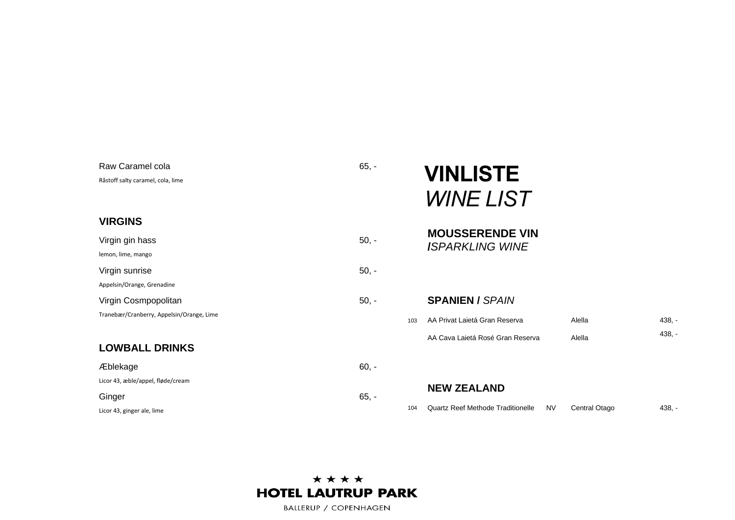Raw Caramel cola 65, -

Råstoff salty caramel, cola, lime

## VIRGINS

Virgin gin hass 50, -

lemon, lime, mango

Virgin sunrise 50, -

Appelsin/Orange, Grenadine

Virgin Cosmpopolitan 50, -

Tranebær/Cranberry, Appelsin/Orange, Lime

## LOWBALL DRINKS

Æblekage 60, -

Licor 43, æble/appel, fløde/cream

Ginger 65, -

Licor 43, ginger ale, lime

# VINLISTE
# *WINE LIST*

## MOUSSERENDE VIN
## *ISPARKLING WINE*

### SPANIEN / *SPAIN*

| | | | | |
|---|---|---|---|---|
| 103 | AA Privat Laietá Gran Reserva | | Alella | 438, - |
| | AA Cava Laietá Rosé Gran Reserva | | Alella | 438, - |

### NEW ZEALAND

| | | | | |
|---|---|---|---|---|
| 104 | Quartz Reef Methode Traditionelle | NV | Central Otago | 438, - |

★ ★ ★ ★
HOTEL LAUTRUP PARK
BALLERUP / COPENHAGEN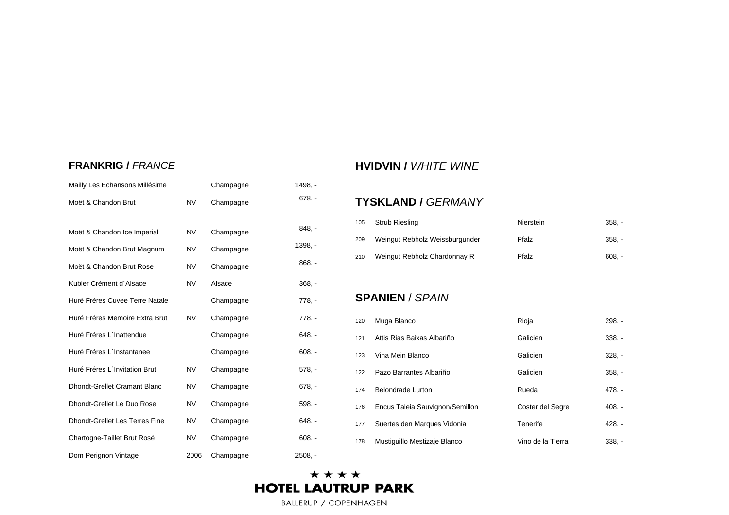## FRANKRIG / *FRANCE*

| | | | |
|---|---|---|---|
| Mailly Les Echansons Millésime | | Champagne | 1498, - |
| Moët & Chandon Brut | NV | Champagne | 678, - |
| Moët & Chandon Ice Imperial | NV | Champagne | 848, - |
| Moët & Chandon Brut Magnum | NV | Champagne | 1398, - |
| Moët & Chandon Brut Rose | NV | Champagne | 868, - |
| Kubler Crément d´Alsace | NV | Alsace | 368, - |
| Huré Fréres Cuvee Terre Natale | | Champagne | 778, - |
| Huré Fréres Memoire Extra Brut | NV | Champagne | 778, - |
| Huré Fréres L´Inattendue | | Champagne | 648, - |
| Huré Fréres L´Instantanee | | Champagne | 608, - |
| Huré Fréres L´Invitation Brut | NV | Champagne | 578, - |
| Dhondt-Grellet Cramant Blanc | NV | Champagne | 678, - |
| Dhondt-Grellet Le Duo Rose | NV | Champagne | 598, - |
| Dhondt-Grellet Les Terres Fine | NV | Champagne | 648, - |
| Chartogne-Taillet Brut Rosé | NV | Champagne | 608, - |
| Dom Perignon Vintage | 2006 | Champagne | 2508, - |

# HVIDVIN / *WHITE WINE*

## TYSKLAND / *GERMANY*

| | | | |
|---|---|---|---|
| 105 | Strub Riesling | Nierstein | 358, - |
| 209 | Weingut Rebholz Weissburgunder | Pfalz | 358, - |
| 210 | Weingut Rebholz Chardonnay R | Pfalz | 608, - |

## SPANIEN / *SPAIN*

| | | | |
|---|---|---|---|
| 120 | Muga Blanco | Rioja | 298, - |
| 121 | Attis Rias Baixas Albariño | Galicien | 338, - |
| 123 | Vina Mein Blanco | Galicien | 328, - |
| 122 | Pazo Barrantes Albariño | Galicien | 358, - |
| 174 | Belondrade Lurton | Rueda | 478, - |
| 176 | Encus Taleia Sauvignon/Semillon | Coster del Segre | 408, - |
| 177 | Suertes den Marques Vidonia | Tenerife | 428, - |
| 178 | Mustiguillo Mestizaje Blanco | Vino de la Tierra | 338, - |

★ ★ ★ ★
**HOTEL LAUTRUP PARK**
BALLERUP / COPENHAGEN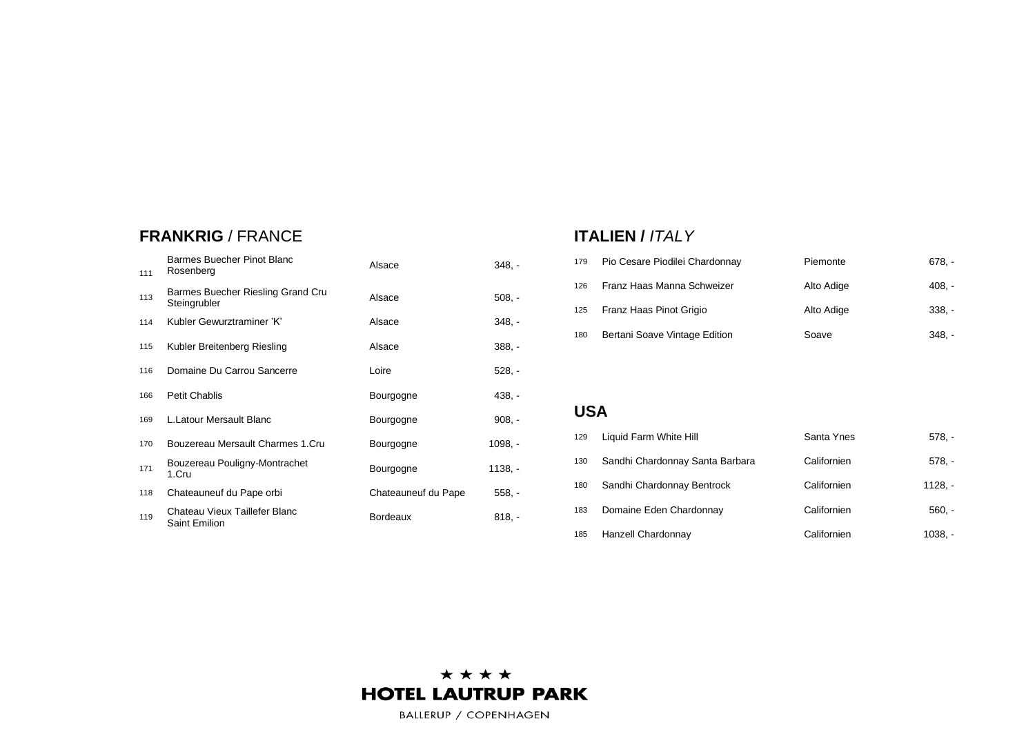## **FRANKRIG** / FRANCE

| | | | |
|---|---|---|---|
| 111 | Barmes Buecher Pinot Blanc Rosenberg | Alsace | 348, - |
| 113 | Barmes Buecher Riesling Grand Cru Steingrubler | Alsace | 508, - |
| 114 | Kubler Gewurztraminer 'K' | Alsace | 348, - |
| 115 | Kubler Breitenberg Riesling | Alsace | 388, - |
| 116 | Domaine Du Carrou Sancerre | Loire | 528, - |
| 166 | Petit Chablis | Bourgogne | 438, - |
| 169 | L.Latour Mersault Blanc | Bourgogne | 908, - |
| 170 | Bouzereau Mersault Charmes 1.Cru | Bourgogne | 1098, - |
| 171 | Bouzereau Pouligny-Montrachet 1.Cru | Bourgogne | 1138, - |
| 118 | Chateauneuf du Pape orbi | Chateauneuf du Pape | 558, - |
| 119 | Chateau Vieux Taillefer Blanc Saint Emilion | Bordeaux | 818, - |

## **ITALIEN /** *ITALY*

| | | | |
|---|---|---|---|
| 179 | Pio Cesare Piodilei Chardonnay | Piemonte | 678, - |
| 126 | Franz Haas Manna Schweizer | Alto Adige | 408, - |
| 125 | Franz Haas Pinot Grigio | Alto Adige | 338, - |
| 180 | Bertani Soave Vintage Edition | Soave | 348, - |

## **USA**

| | | | |
|---|---|---|---|
| 129 | Liquid Farm White Hill | Santa Ynes | 578, - |
| 130 | Sandhi Chardonnay Santa Barbara | Californien | 578, - |
| 180 | Sandhi Chardonnay Bentrock | Californien | 1128, - |
| 183 | Domaine Eden Chardonnay | Californien | 560, - |
| 185 | Hanzell Chardonnay | Californien | 1038, - |

★ ★ ★ ★
**HOTEL LAUTRUP PARK**
BALLERUP / COPENHAGEN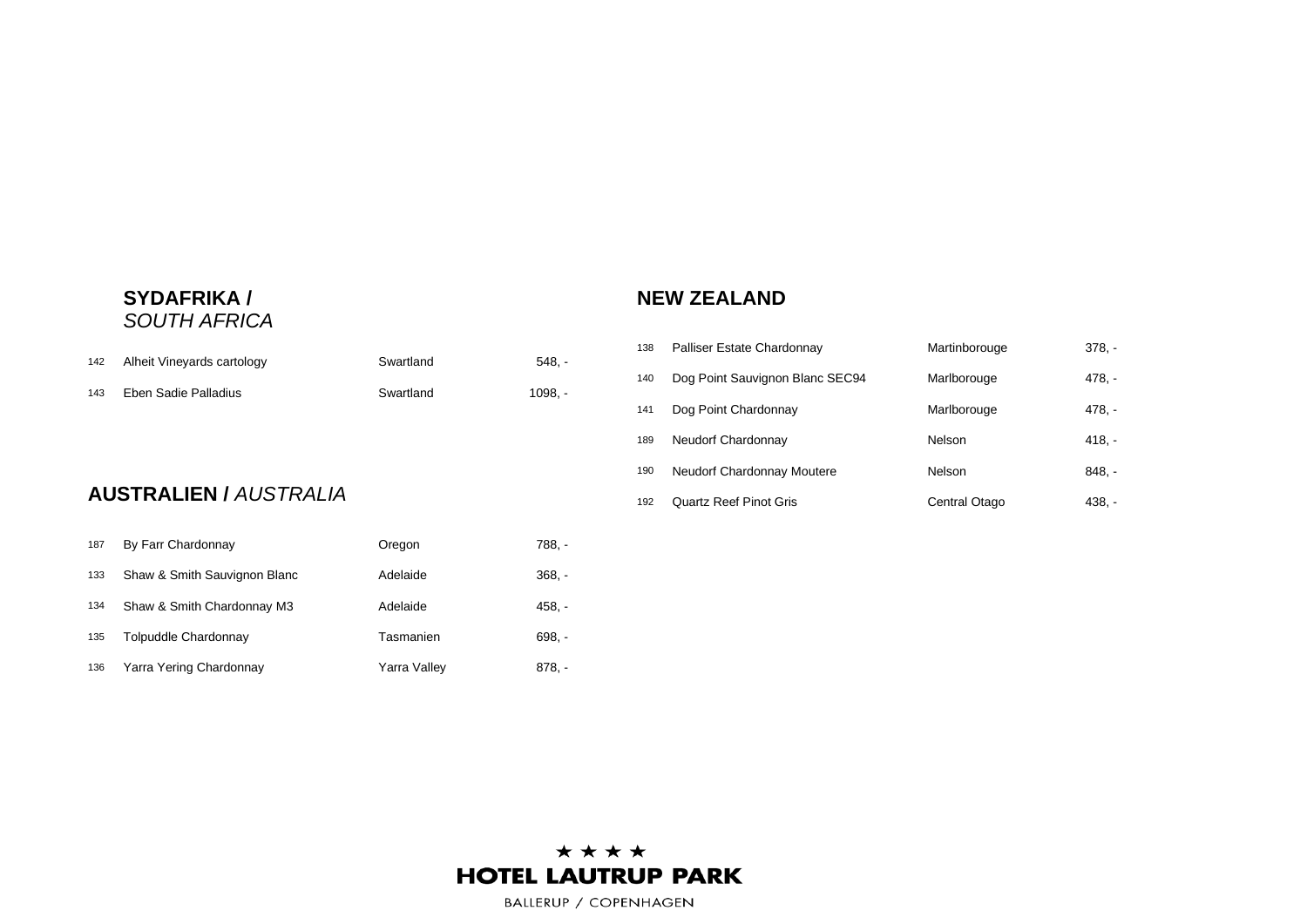## **SYDAFRIKA /** *SOUTH AFRICA*

| | | | |
|---|---|---|---|
| 142 | Alheit Vineyards cartology | Swartland | 548, - |
| 143 | Eben Sadie Palladius | Swartland | 1098, - |

## **AUSTRALIEN /** *AUSTRALIA*

| | | | |
|---|---|---|---|
| 187 | By Farr Chardonnay | Oregon | 788, - |
| 133 | Shaw & Smith Sauvignon Blanc | Adelaide | 368, - |
| 134 | Shaw & Smith Chardonnay M3 | Adelaide | 458, - |
| 135 | Tolpuddle Chardonnay | Tasmanien | 698, - |
| 136 | Yarra Yering Chardonnay | Yarra Valley | 878, - |

## **NEW ZEALAND**

| | | | |
|---|---|---|---|
| 138 | Palliser Estate Chardonnay | Martinborouge | 378, - |
| 140 | Dog Point Sauvignon Blanc SEC94 | Marlborouge | 478, - |
| 141 | Dog Point Chardonnay | Marlborouge | 478, - |
| 189 | Neudorf Chardonnay | Nelson | 418, - |
| 190 | Neudorf Chardonnay Moutere | Nelson | 848, - |
| 192 | Quartz Reef Pinot Gris | Central Otago | 438, - |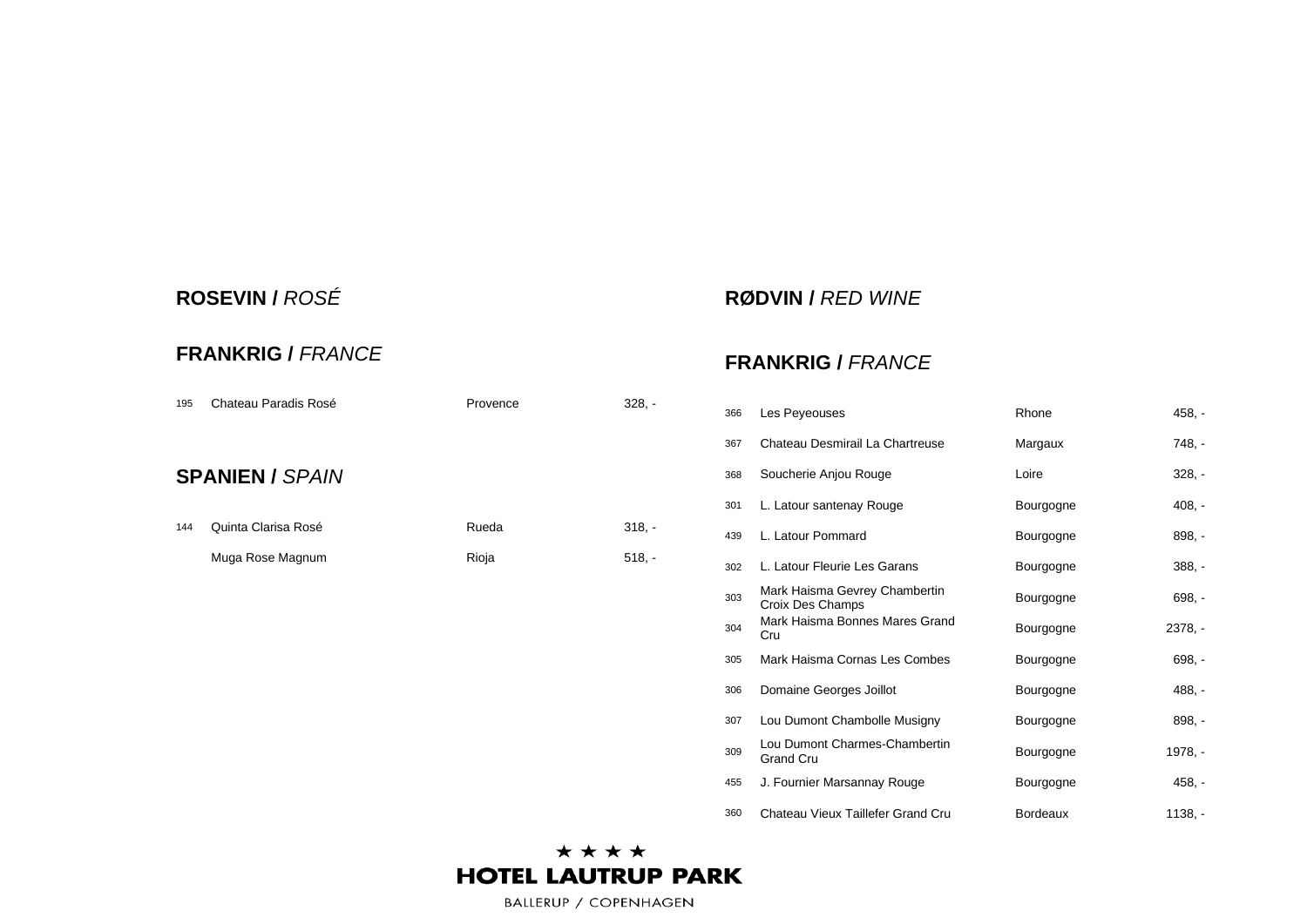## ROSEVIN / *ROSÉ*

### FRANKRIG / *FRANCE*

| | | | |
|---|---|---|---|
| 195 | Chateau Paradis Rosé | Provence | 328, - |

### SPANIEN / *SPAIN*

| | | | |
|---|---|---|---|
| 144 | Quinta Clarisa Rosé | Rueda | 318, - |
| | Muga Rose Magnum | Rioja | 518, - |

## RØDVIN / *RED WINE*

### FRANKRIG / *FRANCE*

| | | | |
|---|---|---|---|
| 366 | Les Peyeouses | Rhone | 458, - |
| 367 | Chateau Desmirail La Chartreuse | Margaux | 748, - |
| 368 | Soucherie Anjou Rouge | Loire | 328, - |
| 301 | L. Latour santenay Rouge | Bourgogne | 408, - |
| 439 | L. Latour Pommard | Bourgogne | 898, - |
| 302 | L. Latour Fleurie Les Garans | Bourgogne | 388, - |
| 303 | Mark Haisma Gevrey Chambertin Croix Des Champs | Bourgogne | 698, - |
| 304 | Mark Haisma Bonnes Mares Grand Cru | Bourgogne | 2378, - |
| 305 | Mark Haisma Cornas Les Combes | Bourgogne | 698, - |
| 306 | Domaine Georges Joillot | Bourgogne | 488, - |
| 307 | Lou Dumont Chambolle Musigny | Bourgogne | 898, - |
| 309 | Lou Dumont Charmes-Chambertin Grand Cru | Bourgogne | 1978, - |
| 455 | J. Fournier Marsannay Rouge | Bourgogne | 458, - |
| 360 | Chateau Vieux Taillefer Grand Cru | Bordeaux | 1138, - |

★ ★ ★ ★
**HOTEL LAUTRUP PARK**
BALLERUP / COPENHAGEN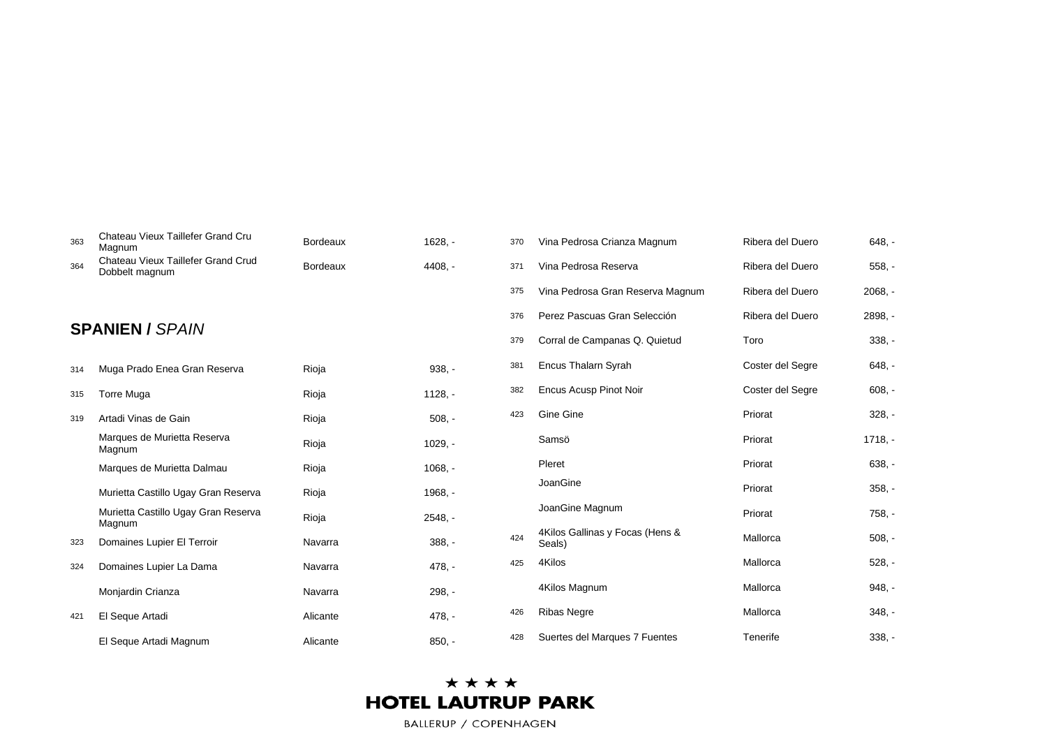| | | | |
|---|---|---|---|
| 363 | Chateau Vieux Taillefer Grand Cru Magnum | Bordeaux | 1628, - |
| 364 | Chateau Vieux Taillefer Grand Crud Dobbelt magnum | Bordeaux | 4408, - |

## **SPANIEN /** *SPAIN*

| | | | |
|---|---|---|---|
| 314 | Muga Prado Enea Gran Reserva | Rioja | 938, - |
| 315 | Torre Muga | Rioja | 1128, - |
| 319 | Artadi Vinas de Gain | Rioja | 508, - |
| | Marques de Murietta Reserva Magnum | Rioja | 1029, - |
| | Marques de Murietta Dalmau | Rioja | 1068, - |
| | Murietta Castillo Ugay Gran Reserva | Rioja | 1968, - |
| | Murietta Castillo Ugay Gran Reserva Magnum | Rioja | 2548, - |
| 323 | Domaines Lupier El Terroir | Navarra | 388, - |
| 324 | Domaines Lupier La Dama | Navarra | 478, - |
| | Monjardin Crianza | Navarra | 298, - |
| 421 | El Seque Artadi | Alicante | 478, - |
| | El Seque Artadi Magnum | Alicante | 850, - |
| 370 | Vina Pedrosa Crianza Magnum | Ribera del Duero | 648, - |
| 371 | Vina Pedrosa Reserva | Ribera del Duero | 558, - |
| 375 | Vina Pedrosa Gran Reserva Magnum | Ribera del Duero | 2068, - |
| 376 | Perez Pascuas Gran Selección | Ribera del Duero | 2898, - |
| 379 | Corral de Campanas Q. Quietud | Toro | 338, - |
| 381 | Encus Thalarn Syrah | Coster del Segre | 648, - |
| 382 | Encus Acusp Pinot Noir | Coster del Segre | 608, - |
| 423 | Gine Gine | Priorat | 328, - |
| | Samsö | Priorat | 1718, - |
| | Pleret | Priorat | 638, - |
| | JoanGine | Priorat | 358, - |
| | JoanGine Magnum | Priorat | 758, - |
| 424 | 4Kilos Gallinas y Focas (Hens & Seals) | Mallorca | 508, - |
| 425 | 4Kilos | Mallorca | 528, - |
| | 4Kilos Magnum | Mallorca | 948, - |
| 426 | Ribas Negre | Mallorca | 348, - |
| 428 | Suertes del Marques 7 Fuentes | Tenerife | 338, - |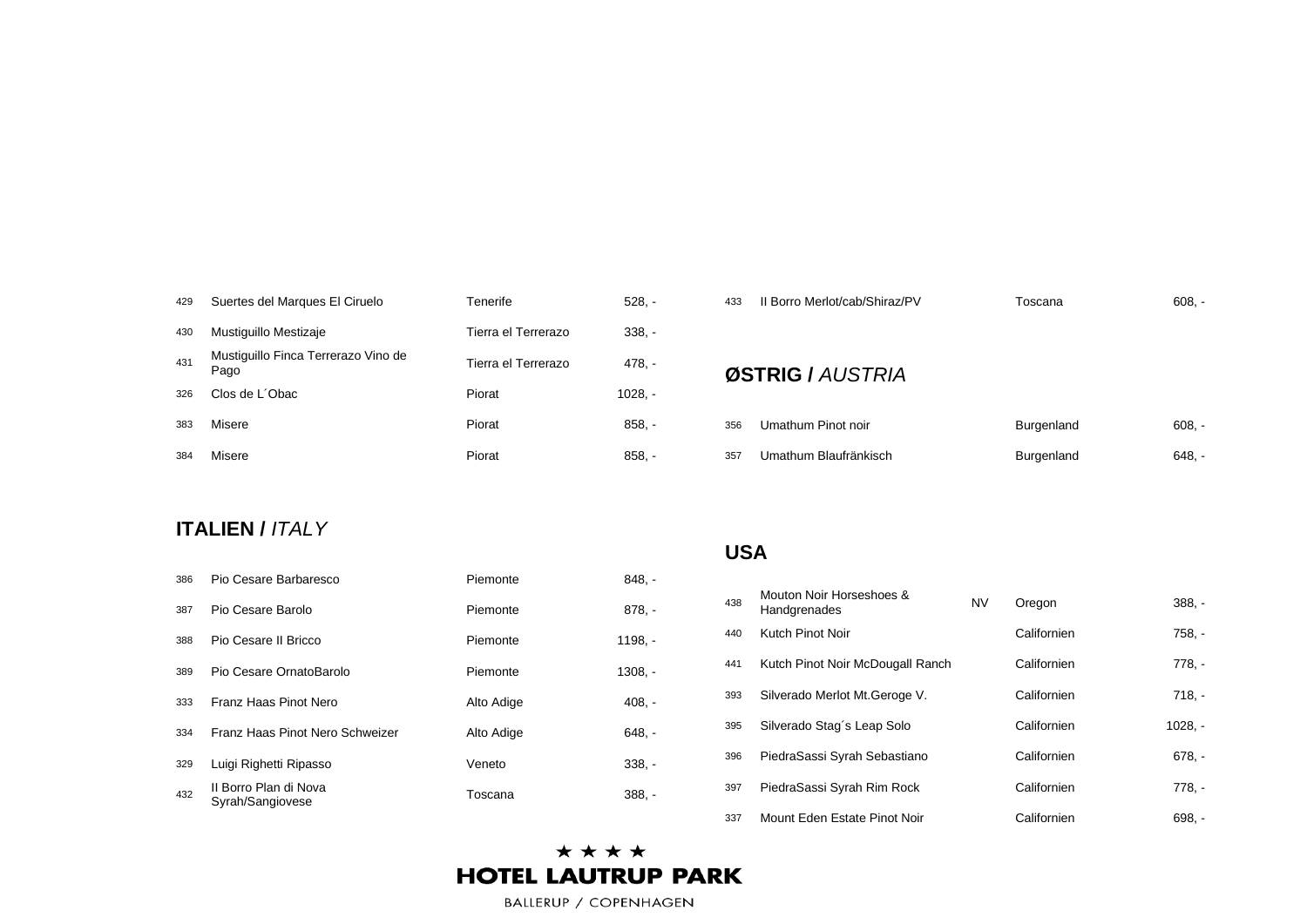| | | | |
|---|---|---|---|
| 429 | Suertes del Marques El Ciruelo | Tenerife | 528, - |
| 430 | Mustiguillo Mestizaje | Tierra el Terrerazo | 338, - |
| 431 | Mustiguillo Finca Terrerazo Vino de Pago | Tierra el Terrerazo | 478, - |
| 326 | Clos de L´Obac | Piorat | 1028, - |
| 383 | Misere | Piorat | 858, - |
| 384 | Misere | Piorat | 858, - |

## ITALIEN / *ITALY*

| | | | |
|---|---|---|---|
| 386 | Pio Cesare Barbaresco | Piemonte | 848, - |
| 387 | Pio Cesare Barolo | Piemonte | 878, - |
| 388 | Pio Cesare Il Bricco | Piemonte | 1198, - |
| 389 | Pio Cesare OrnatoBarolo | Piemonte | 1308, - |
| 333 | Franz Haas Pinot Nero | Alto Adige | 408, - |
| 334 | Franz Haas Pinot Nero Schweizer | Alto Adige | 648, - |
| 329 | Luigi Righetti Ripasso | Veneto | 338, - |
| 432 | Il Borro Plan di Nova Syrah/Sangiovese | Toscana | 388, - |
| 433 | Il Borro Merlot/cab/Shiraz/PV | Toscana | 608, - |

## ØSTRIG / *AUSTRIA*

| | | | |
|---|---|---|---|
| 356 | Umathum Pinot noir | Burgenland | 608, - |
| 357 | Umathum Blaufränkisch | Burgenland | 648, - |

## USA

| | | | | |
|---|---|---|---|---|
| 438 | Mouton Noir Horseshoes & Handgrenades | NV | Oregon | 388, - |
| 440 | Kutch Pinot Noir | | Californien | 758, - |
| 441 | Kutch Pinot Noir McDougall Ranch | | Californien | 778, - |
| 393 | Silverado Merlot Mt.Geroge V. | | Californien | 718, - |
| 395 | Silverado Stag´s Leap Solo | | Californien | 1028, - |
| 396 | PiedraSassi Syrah Sebastiano | | Californien | 678, - |
| 397 | PiedraSassi Syrah Rim Rock | | Californien | 778, - |
| 337 | Mount Eden Estate Pinot Noir | | Californien | 698, - |

★ ★ ★ ★
**HOTEL LAUTRUP PARK**
BALLERUP / COPENHAGEN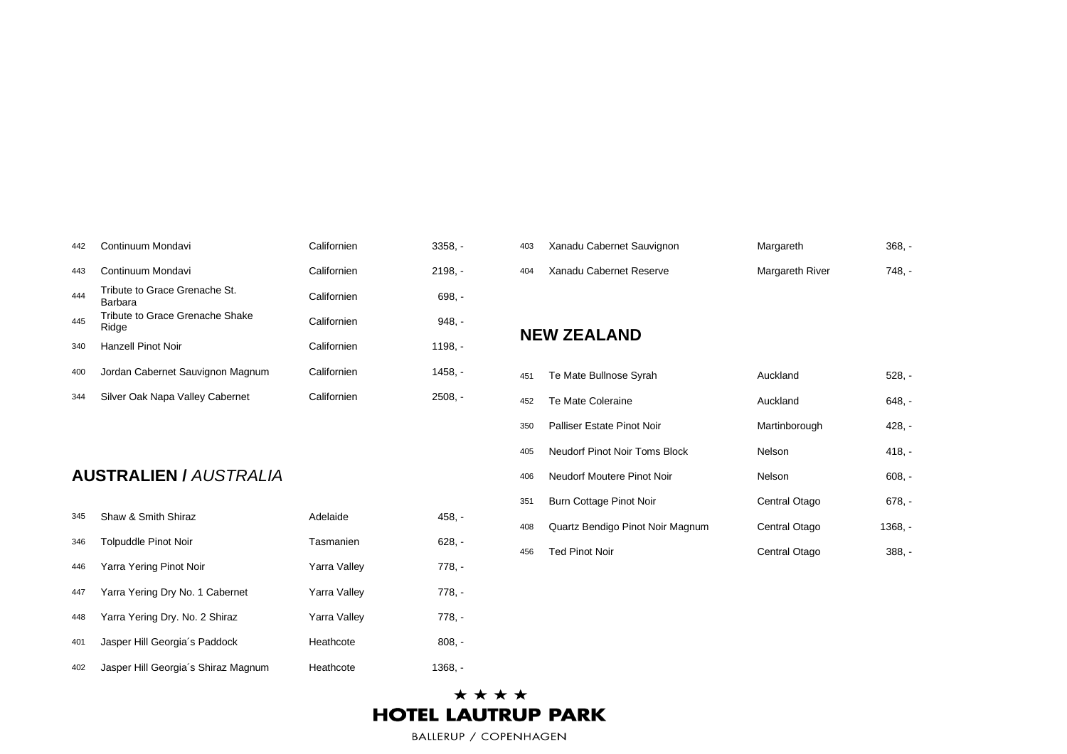| | | | |
|---|---|---|---|
| 442 | Continuum Mondavi | Californien | 3358, - |
| 443 | Continuum Mondavi | Californien | 2198, - |
| 444 | Tribute to Grace Grenache St. Barbara | Californien | 698, - |
| 445 | Tribute to Grace Grenache Shake Ridge | Californien | 948, - |
| 340 | Hanzell Pinot Noir | Californien | 1198, - |
| 400 | Jordan Cabernet Sauvignon Magnum | Californien | 1458, - |
| 344 | Silver Oak Napa Valley Cabernet | Californien | 2508, - |

## AUSTRALIEN / *AUSTRALIA*

| | | | |
|---|---|---|---|
| 345 | Shaw & Smith Shiraz | Adelaide | 458, - |
| 346 | Tolpuddle Pinot Noir | Tasmanien | 628, - |
| 446 | Yarra Yering Pinot Noir | Yarra Valley | 778, - |
| 447 | Yarra Yering Dry No. 1 Cabernet | Yarra Valley | 778, - |
| 448 | Yarra Yering Dry. No. 2 Shiraz | Yarra Valley | 778, - |
| 401 | Jasper Hill Georgia´s Paddock | Heathcote | 808, - |
| 402 | Jasper Hill Georgia´s Shiraz Magnum | Heathcote | 1368, - |
| 403 | Xanadu Cabernet Sauvignon | Margareth | 368, - |
| 404 | Xanadu Cabernet Reserve | Margareth River | 748, - |

## NEW ZEALAND

| | | | |
|---|---|---|---|
| 451 | Te Mate Bullnose Syrah | Auckland | 528, - |
| 452 | Te Mate Coleraine | Auckland | 648, - |
| 350 | Palliser Estate Pinot Noir | Martinborough | 428, - |
| 405 | Neudorf Pinot Noir Toms Block | Nelson | 418, - |
| 406 | Neudorf Moutere Pinot Noir | Nelson | 608, - |
| 351 | Burn Cottage Pinot Noir | Central Otago | 678, - |
| 408 | Quartz Bendigo Pinot Noir Magnum | Central Otago | 1368, - |
| 456 | Ted Pinot Noir | Central Otago | 388, - |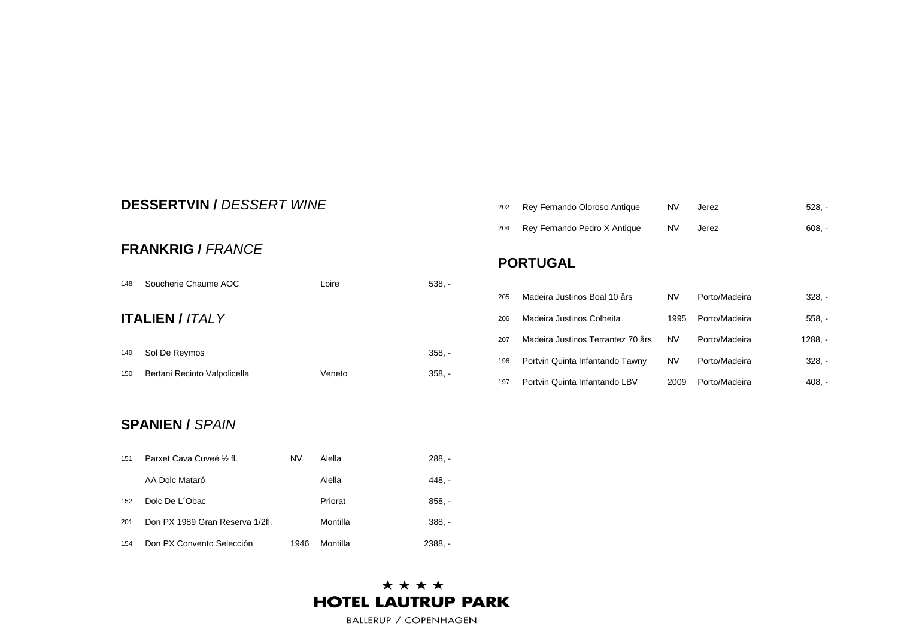# DESSERTVIN / *DESSERT WINE*

## FRANKRIG / *FRANCE*

| | | | | |
|---|---|---|---|---|
| 148 | Soucherie Chaume AOC | | Loire | 538, - |

## ITALIEN / *ITALY*

| | | | | |
|---|---|---|---|---|
| 149 | Sol De Reymos | | | 358, - |
| 150 | Bertani Recioto Valpolicella | | Veneto | 358, - |

## SPANIEN / *SPAIN*

| | | | | |
|---|---|---|---|---|
| 151 | Parxet Cava Cuveé ½ fl. | NV | Alella | 288, - |
| | AA Dolc Mataró | | Alella | 448, - |
| 152 | Dolc De L´Obac | | Priorat | 858, - |
| 201 | Don PX 1989 Gran Reserva 1/2fl. | | Montilla | 388, - |
| 154 | Don PX Convento Selección | 1946 | Montilla | 2388, - |
| 202 | Rey Fernando Oloroso Antique | NV | Jerez | 528, - |
| 204 | Rey Fernando Pedro X Antique | NV | Jerez | 608, - |

## PORTUGAL

| | | | | |
|---|---|---|---|---|
| 205 | Madeira Justinos Boal 10 års | NV | Porto/Madeira | 328, - |
| 206 | Madeira Justinos Colheita | 1995 | Porto/Madeira | 558, - |
| 207 | Madeira Justinos Terrantez 70 års | NV | Porto/Madeira | 1288, - |
| 196 | Portvin Quinta Infantando Tawny | NV | Porto/Madeira | 328, - |
| 197 | Portvin Quinta Infantando LBV | 2009 | Porto/Madeira | 408, - |

★ ★ ★ ★
**HOTEL LAUTRUP PARK**
BALLERUP / COPENHAGEN